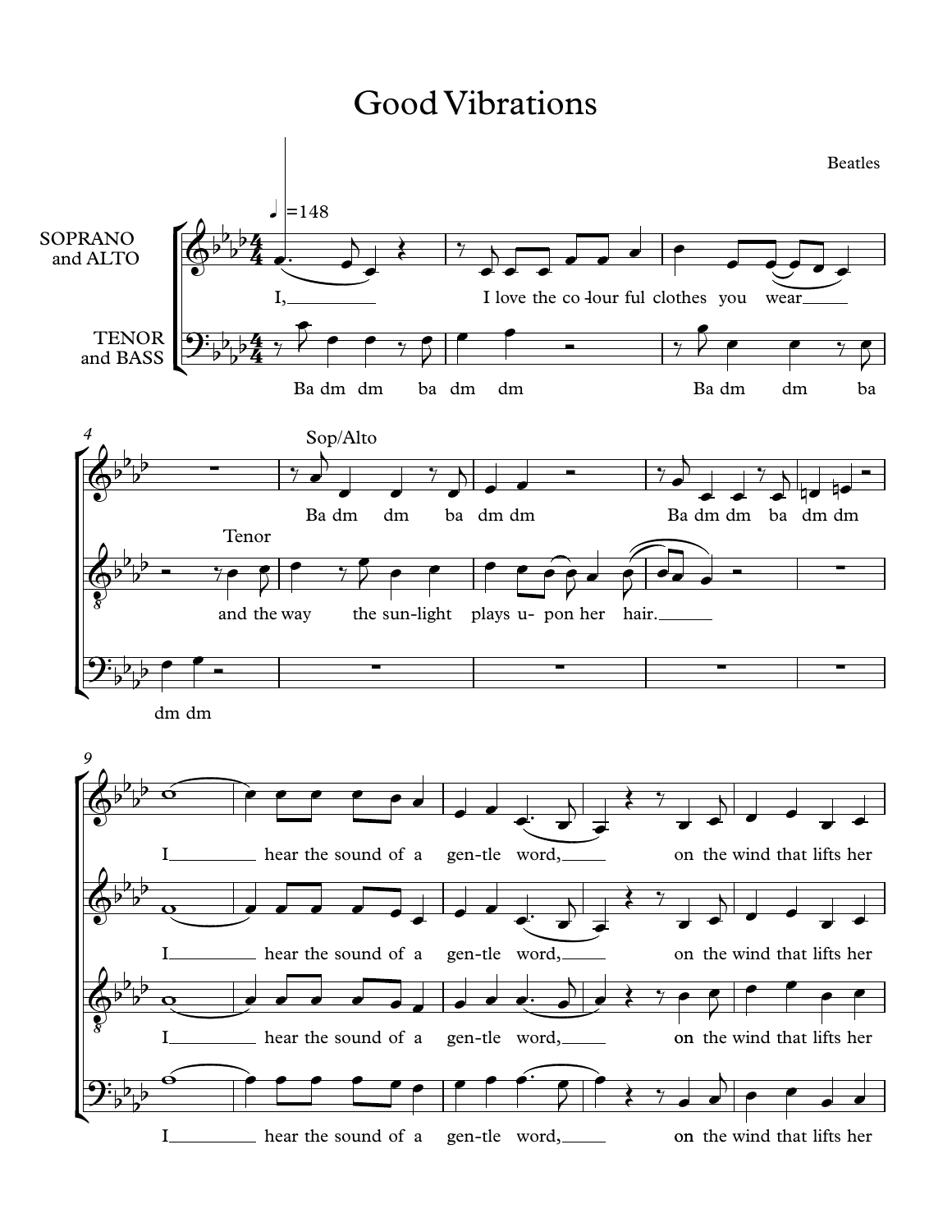# Good Vibrations

Beatles

SOPRANO and ALTO

TENOR and BASS

♩=148

I, I love the co-lour ful clothes you wear

Ba dm dm ba dm dm Ba dm dm ba

Sop/Alto

Ba dm dm ba dm dm Ba dm dm ba dm dm

Tenor

and the way the sun-light plays u- pon her hair.

dm dm

I hear the sound of a gen-tle word, on the wind that lifts her

I hear the sound of a gen-tle word, on the wind that lifts her

I hear the sound of a gen-tle word, on the wind that lifts her

I hear the sound of a gen-tle word, on the wind that lifts her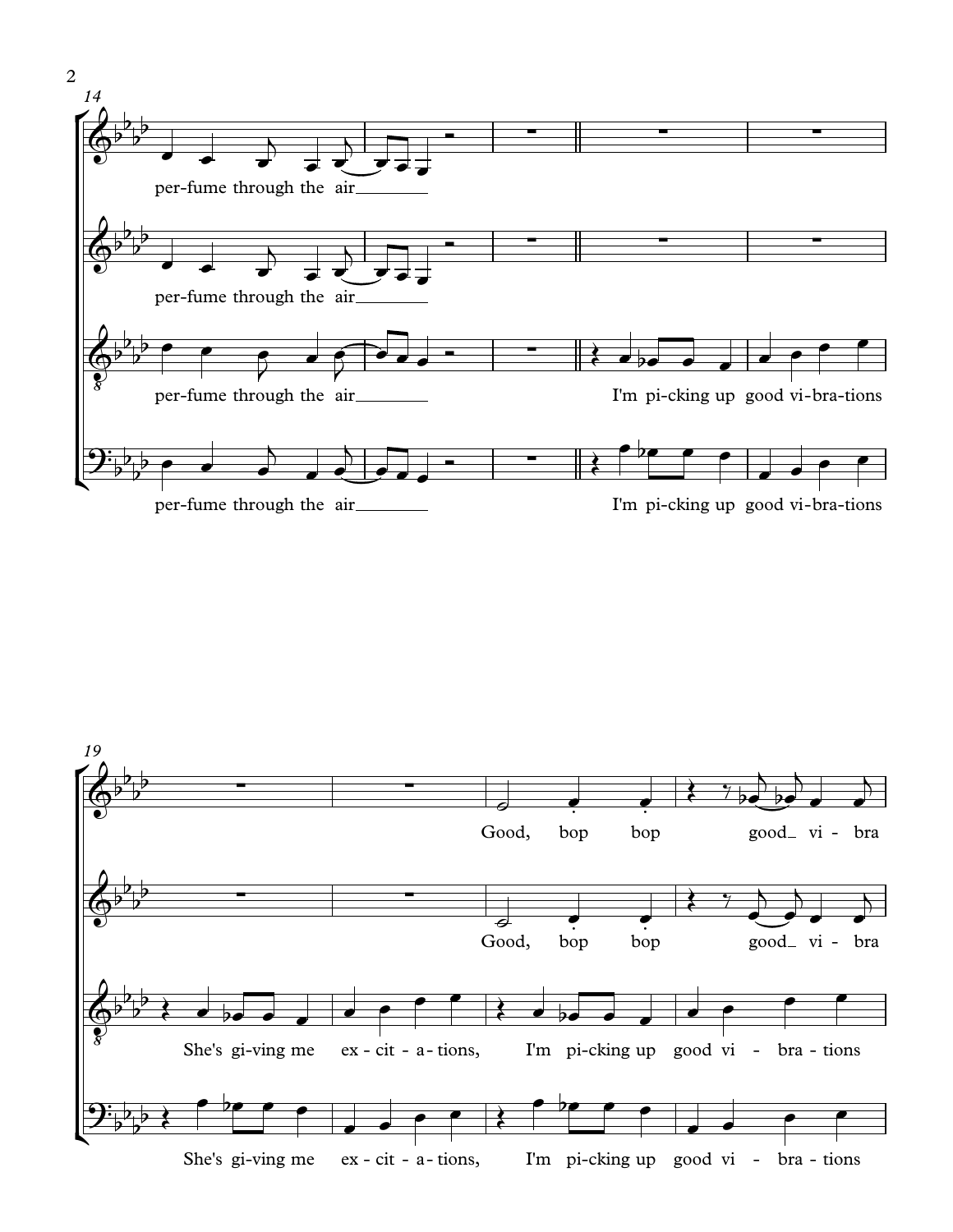14

per-fume through the air

per-fume through the air

per-fume through the air I'm pi-cking up good vi-bra-tions

per-fume through the air I'm pi-cking up good vi-bra-tions

19

Good, bop bop good vi - bra

Good, bop bop good vi - bra

She's gi-ving me ex - cit - a - tions, I'm pi-cking up good vi - bra - tions

She's gi-ving me ex - cit - a - tions, I'm pi-cking up good vi - bra - tions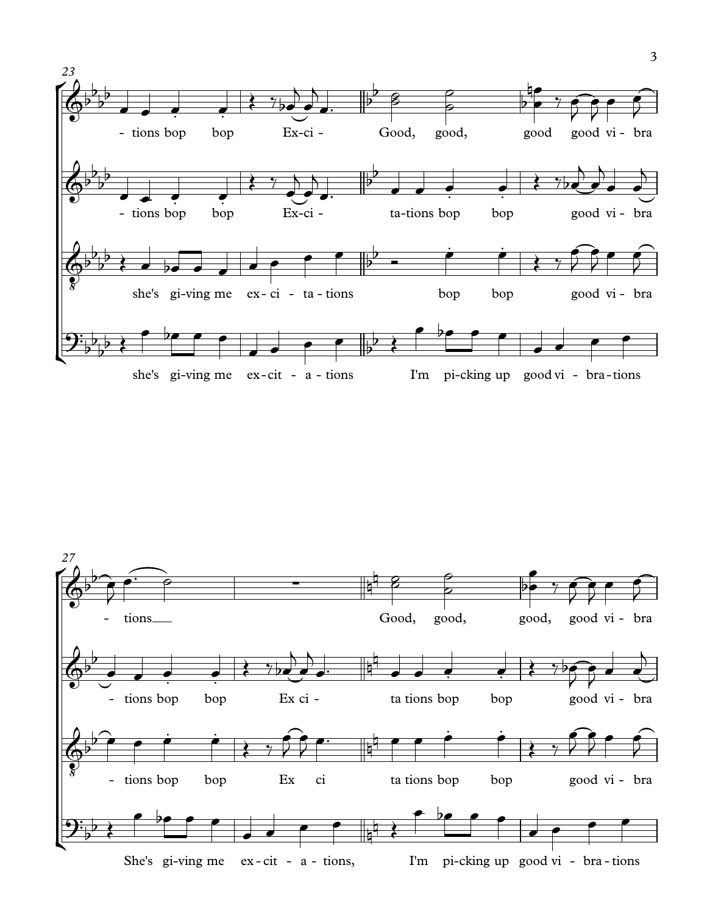23

- tions bop bop Ex-ci - Good, good, good good vi - bra

- tions bop bop Ex-ci - ta-tions bop bop good vi - bra

she's gi-ving me ex - ci - ta - tions bop bop good vi - bra

she's gi-ving me ex-cit - a - tions I'm pi-cking up good vi - bra - tions

27

- tions Good, good, good, good vi - bra

- tions bop bop Ex ci - ta tions bop bop good vi - bra

- tions bop bop Ex ci ta tions bop bop good vi - bra

She's gi-ving me ex-cit - a - tions, I'm pi-cking up good vi - bra - tions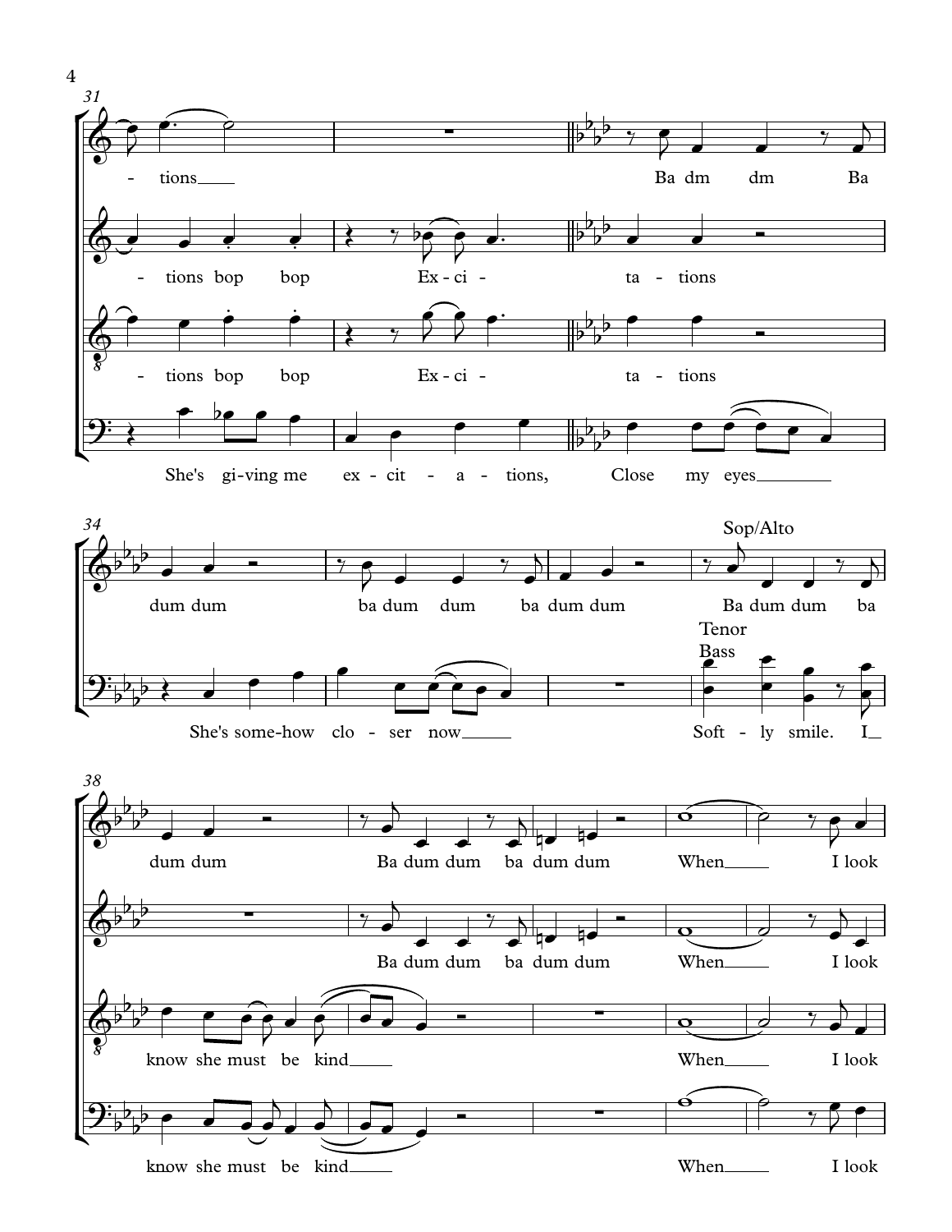31

- tions Ba dm dm Ba

- tions bop bop Ex - ci - ta - tions

- tions bop bop Ex - ci - ta - tions

She's gi - ving me ex - cit - a - tions, Close my eyes

34

dum dum ba dum dum ba dum dum

Sop/Alto

Ba dum dum ba

Tenor

Bass

She's some - how clo - ser now Soft - ly smile. I

38

dum dum Ba dum dum ba dum dum When I look

Ba dum dum ba dum dum When I look

know she must be kind When I look

know she must be kind When I look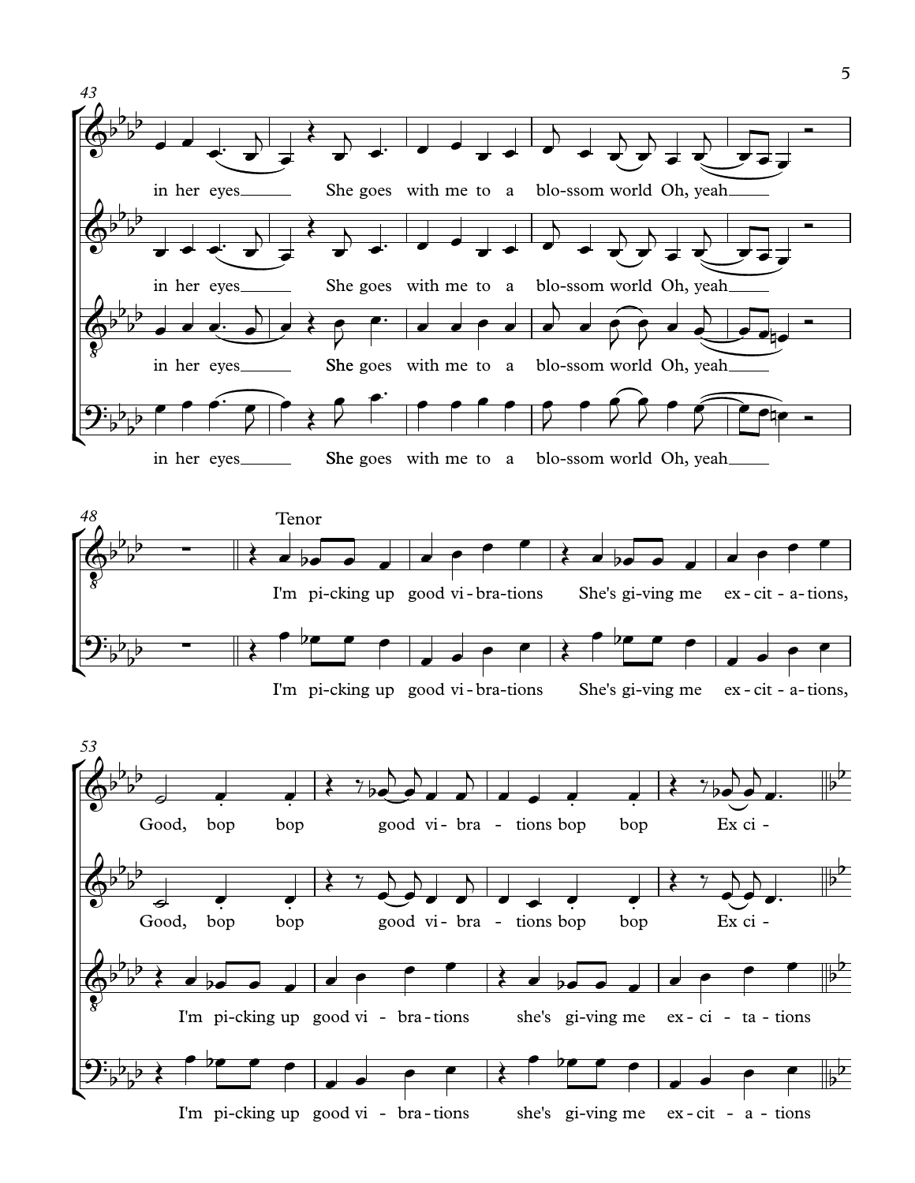43

in her eyes She goes with me to a blo-ssom world Oh, yeah

in her eyes She goes with me to a blo-ssom world Oh, yeah

in her eyes She goes with me to a blo-ssom world Oh, yeah

in her eyes She goes with me to a blo-ssom world Oh, yeah

48

Tenor

I'm pi-cking up good vi-bra-tions She's gi-ving me ex-cit-a-tions,

I'm pi-cking up good vi-bra-tions She's gi-ving me ex-cit-a-tions,

53

Good, bop bop good vi-bra-tions bop bop Ex ci-

Good, bop bop good vi-bra-tions bop bop Ex ci-

I'm pi-cking up good vi-bra-tions she's gi-ving me ex-ci-ta-tions

I'm pi-cking up good vi-bra-tions she's gi-ving me ex-cit-a-tions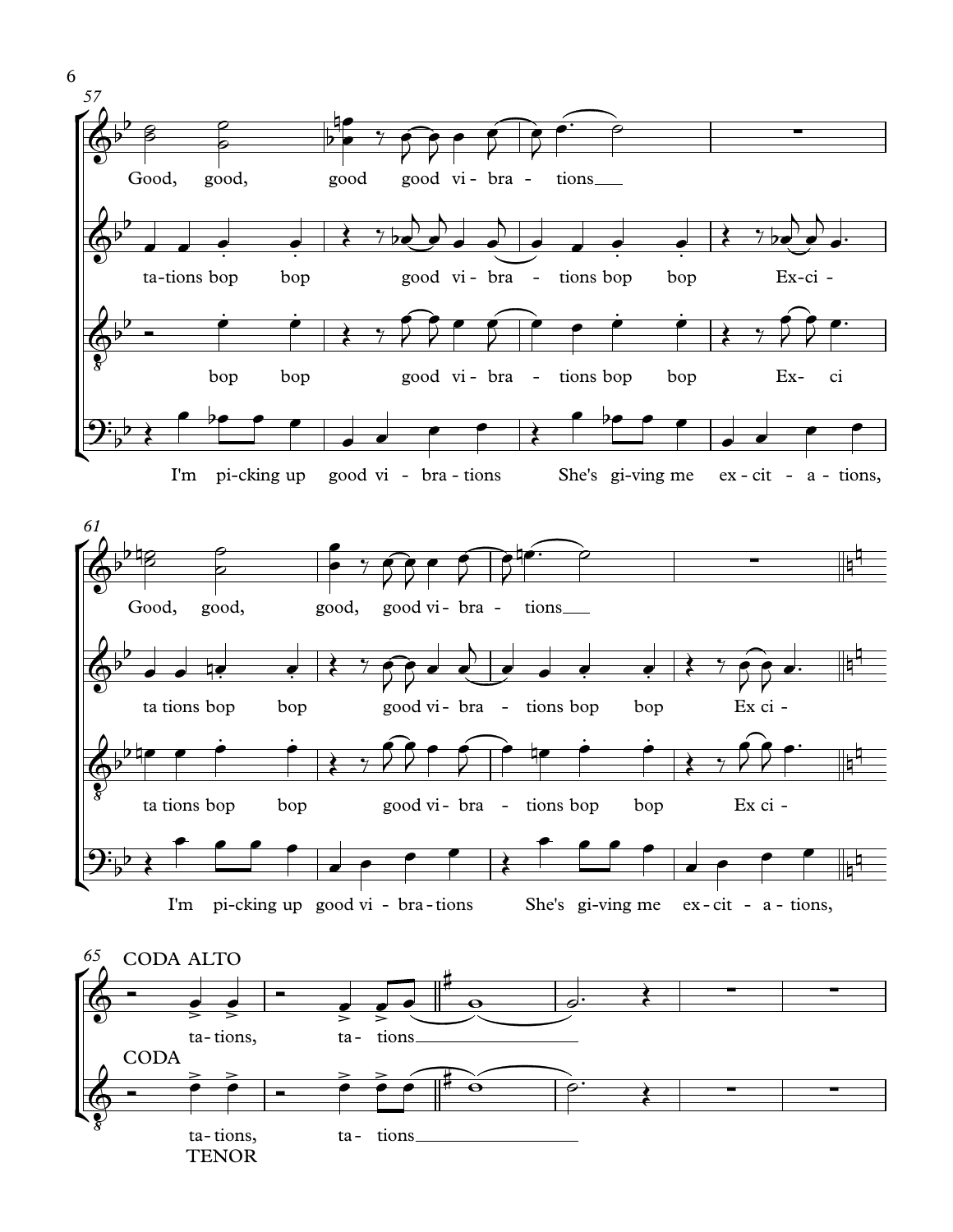Good, good, good good vi - bra - tions

ta-tions bop bop good vi - bra - tions bop bop Ex-ci -

bop bop good vi - bra - tions bop bop Ex- ci

I'm pi-cking up good vi - bra - tions She's gi-ving me ex - cit - a - tions,

Good, good, good, good vi - bra - tions

ta tions bop bop good vi - bra - tions bop bop Ex ci -

ta tions bop bop good vi - bra - tions bop bop Ex ci -

I'm pi-cking up good vi - bra - tions She's gi-ving me ex - cit - a - tions,

CODA ALTO

ta - tions, ta - tions

CODA

ta - tions, ta - tions

TENOR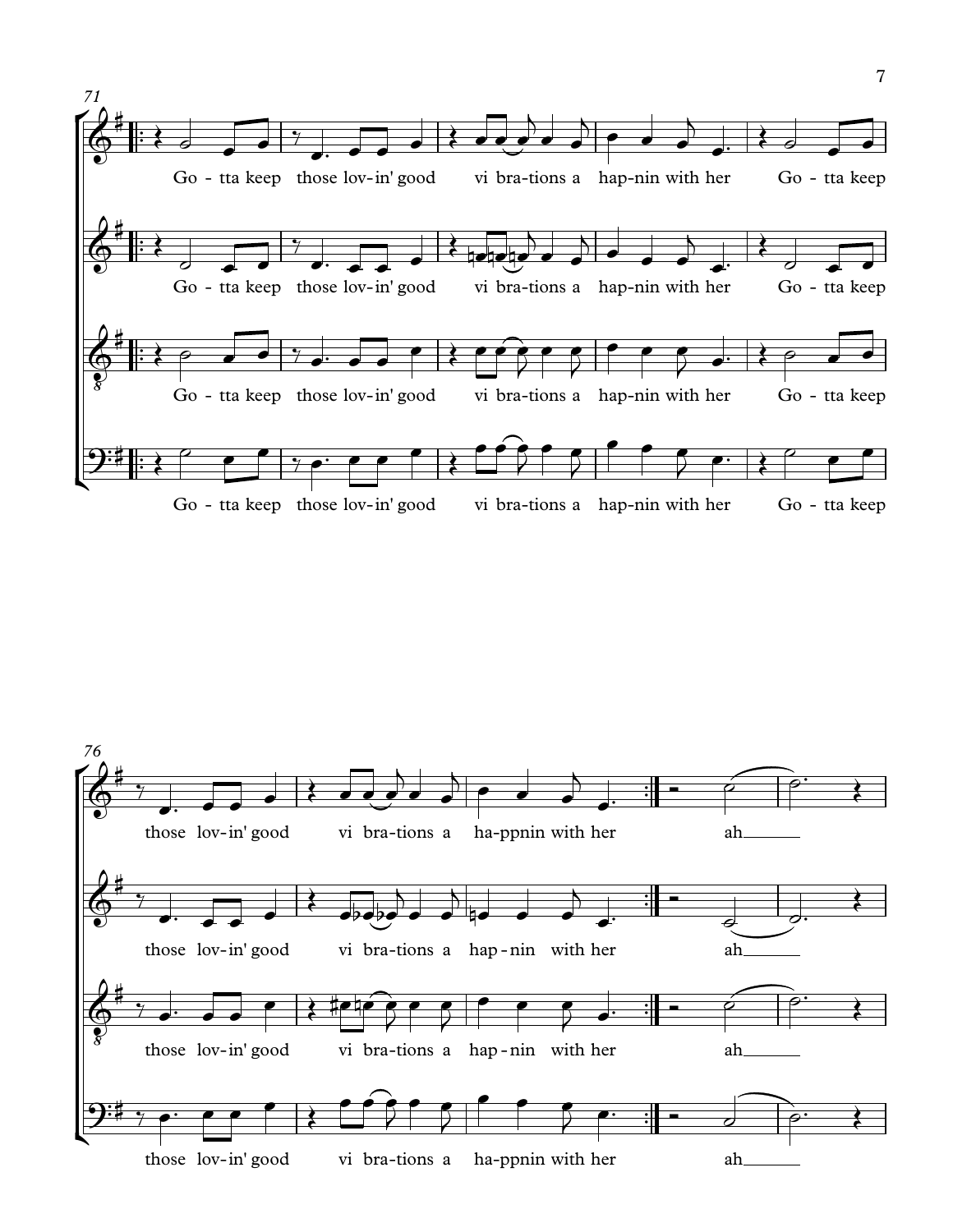71

Go - tta keep those lov-in' good vi bra-tions a hap-nin with her Go - tta keep

Go - tta keep those lov-in' good vi bra-tions a hap-nin with her Go - tta keep

Go - tta keep those lov-in' good vi bra-tions a hap-nin with her Go - tta keep

Go - tta keep those lov-in' good vi bra-tions a hap-nin with her Go - tta keep

76

those lov-in' good vi bra-tions a ha-ppnin with her ah

those lov-in' good vi bra-tions a hap-nin with her ah

those lov-in' good vi bra-tions a hap-nin with her ah

those lov-in' good vi bra-tions a ha-ppnin with her ah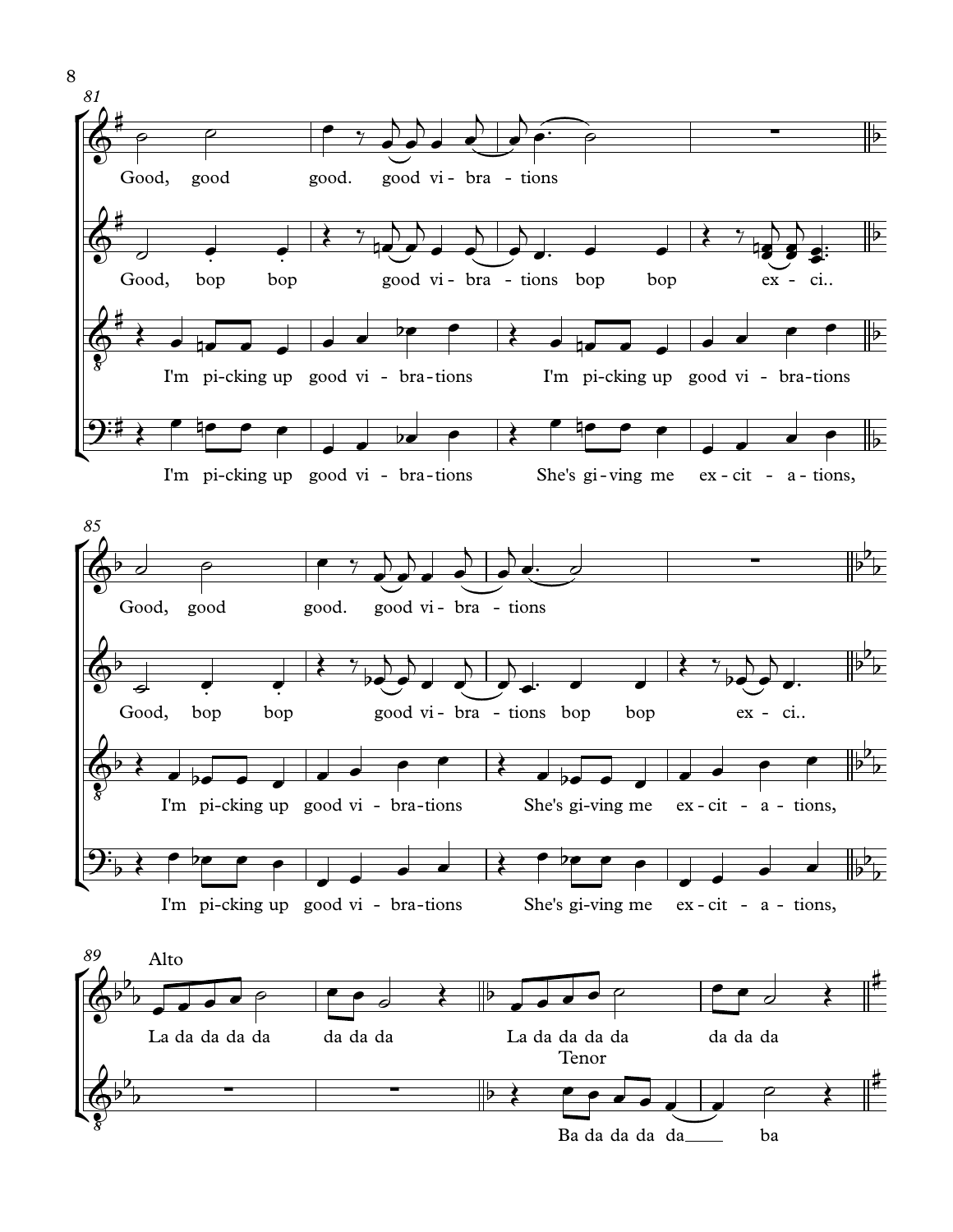81

Good, good good. good vi - bra - tions

Good, bop bop good vi - bra - tions bop bop ex - ci..

I'm pi-cking up good vi - bra-tions I'm pi-cking up good vi - bra-tions

I'm pi-cking up good vi - bra-tions She's gi-ving me ex-cit - a-tions,

85

Good, good good. good vi - bra - tions

Good, bop bop good vi- bra - tions bop bop ex - ci..

I'm pi-cking up good vi - bra-tions She's gi-ving me ex-cit - a-tions,

I'm pi-cking up good vi - bra-tions She's gi-ving me ex-cit - a-tions,

89

Alto

La da da da da da da da La da da da da da da da

Tenor

Ba da da da da da ba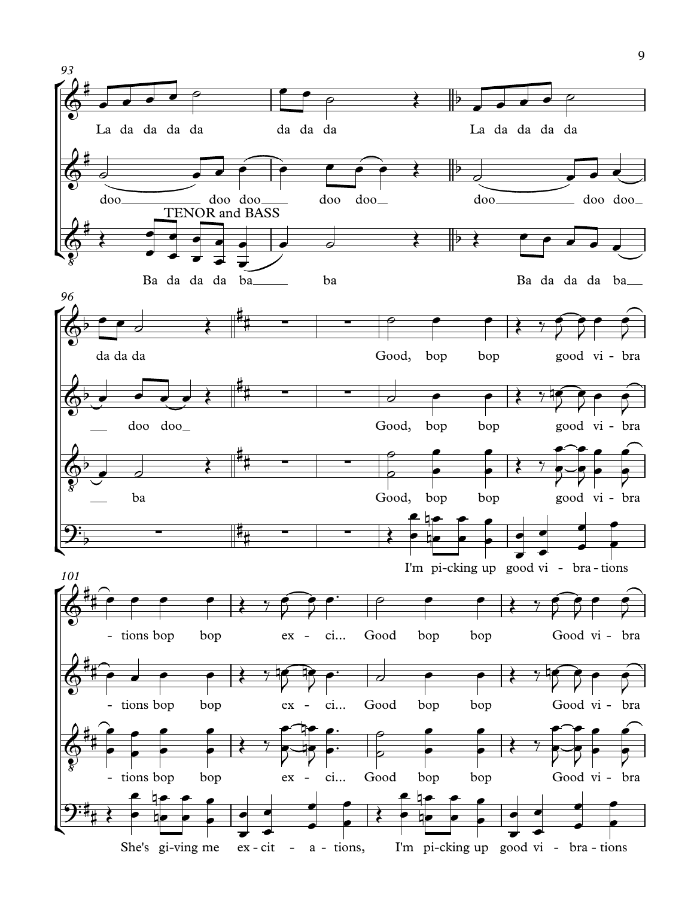93

La da da da da da da da La da da da da

doo doo doo doo doo doo doo doo

TENOR and BASS

Ba da da da ba ba Ba da da da ba

96

da da da Good, bop bop good vi - bra

doo doo Good, bop bop good vi - bra

ba Good, bop bop good vi - bra

I'm pi - cking up good vi - bra - tions

101

- tions bop bop ex - ci... Good bop bop Good vi - bra

- tions bop bop ex - ci... Good bop bop Good vi - bra

- tions bop bop ex - ci... Good bop bop Good vi - bra

She's gi - ving me ex - cit - a - tions, I'm pi - cking up good vi - bra - tions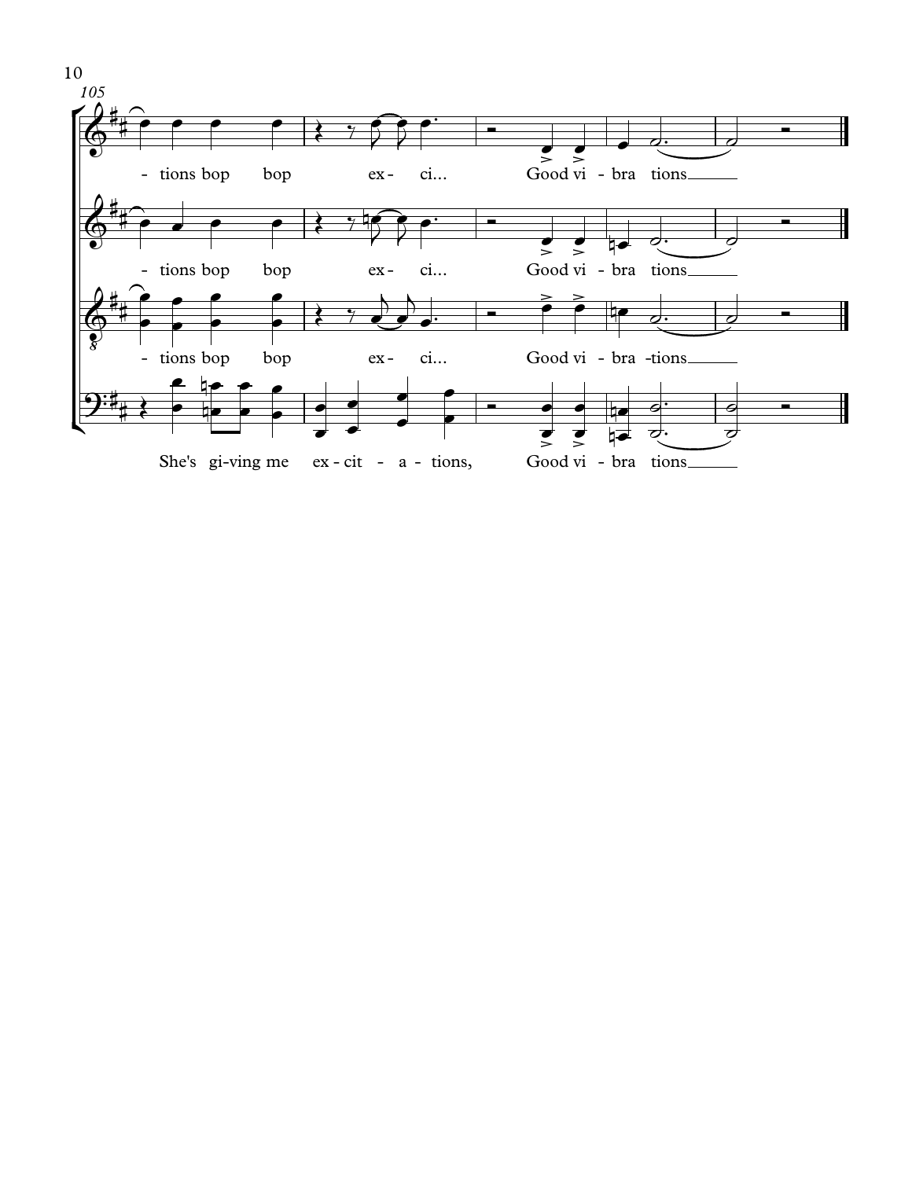105

\- tions bop bop ex- ci... Good vi - bra tions

\- tions bop bop ex- ci... Good vi - bra tions

\- tions bop bop ex- ci... Good vi - bra -tions

She's gi-ving me ex - cit - a - tions, Good vi - bra tions